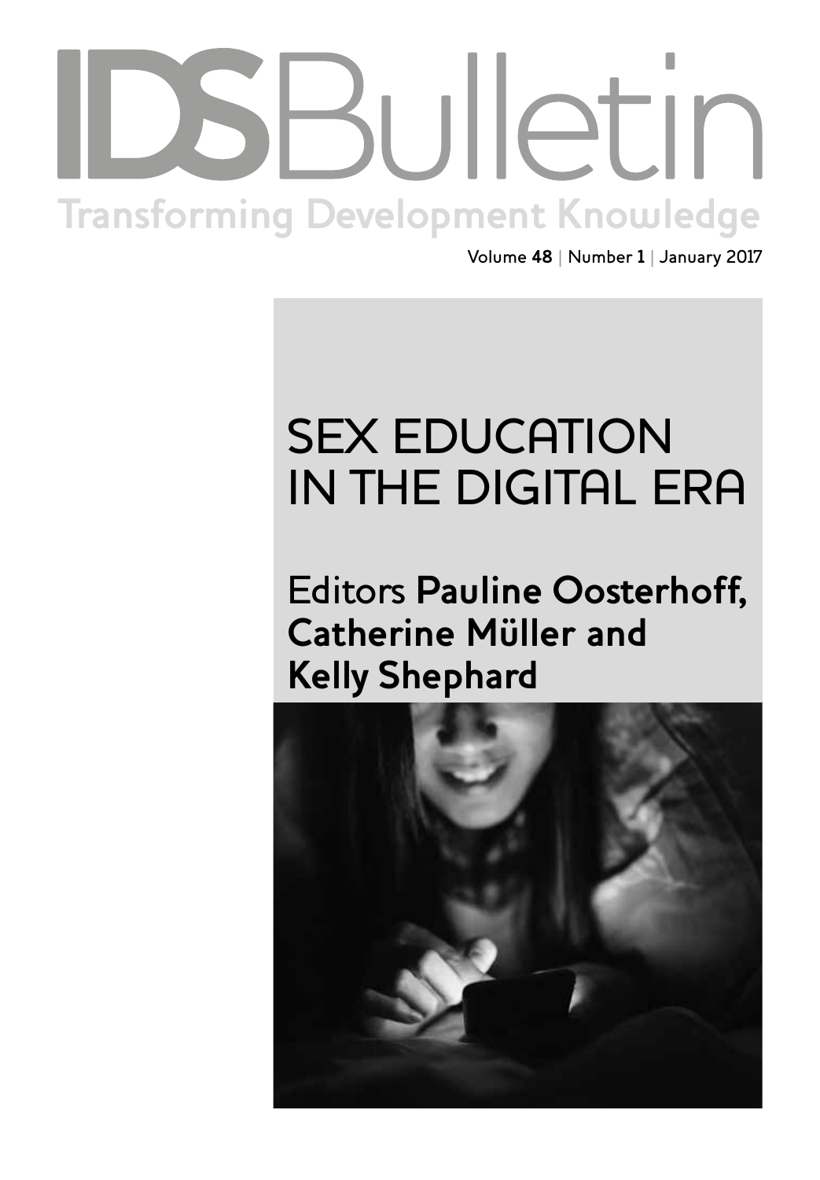# IDS Bulletin

Transforming Development Knowledge

Volume **48** | Number **1** | January 2017

## SEX EDUCATION IN THE DIGITAL ERA

Editors **Pauline Oosterhoff, Catherine Müller and Kelly Shephard**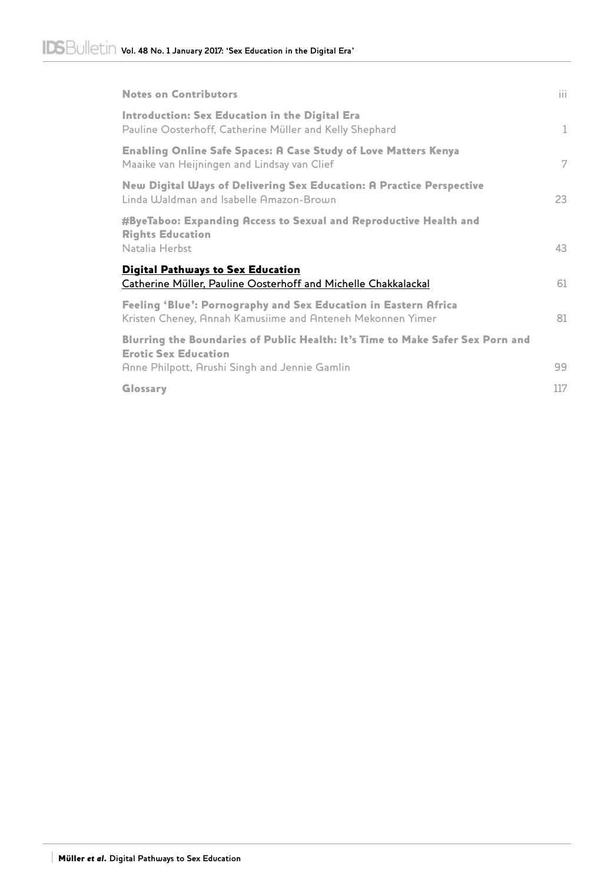| | |
|---|---|
| **Notes on Contributors** | iii |
| **Introduction: Sex Education in the Digital Era**<br>Pauline Oosterhoff, Catherine Müller and Kelly Shephard | 1 |
| **Enabling Online Safe Spaces: A Case Study of Love Matters Kenya**<br>Maaike van Heijningen and Lindsay van Clief | 7 |
| **New Digital Ways of Delivering Sex Education: A Practice Perspective**<br>Linda Waldman and Isabelle Amazon-Brown | 23 |
| **#ByeTaboo: Expanding Access to Sexual and Reproductive Health and Rights Education**<br>Natalia Herbst | 43 |
| **Digital Pathways to Sex Education**<br>Catherine Müller, Pauline Oosterhoff and Michelle Chakkalackal | 61 |
| **Feeling 'Blue': Pornography and Sex Education in Eastern Africa**<br>Kristen Cheney, Annah Kamusiime and Anteneh Mekonnen Yimer | 81 |
| **Blurring the Boundaries of Public Health: It's Time to Make Safer Sex Porn and Erotic Sex Education**<br>Anne Philpott, Arushi Singh and Jennie Gamlin | 99 |
| **Glossary** | 117 |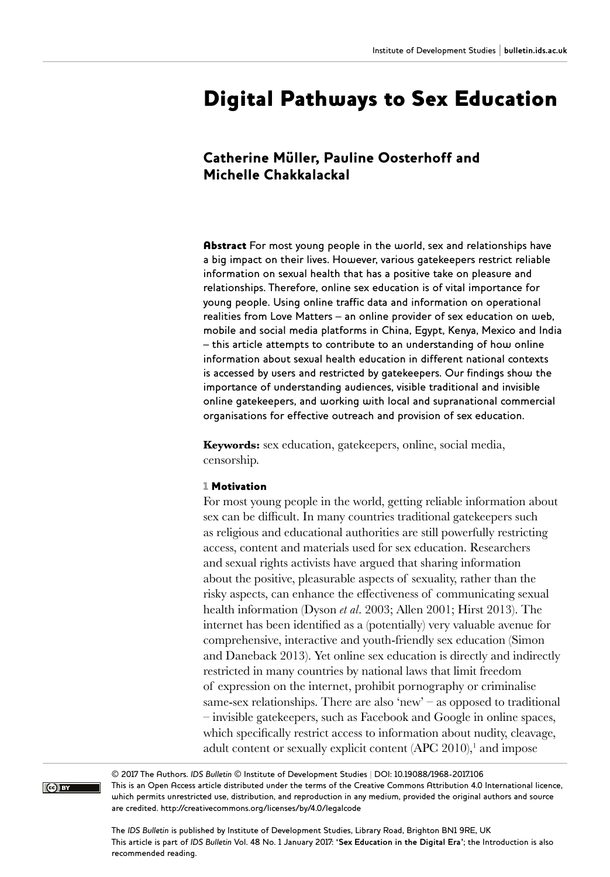# Digital Pathways to Sex Education

## Catherine Müller, Pauline Oosterhoff and Michelle Chakkalackal

**Abstract** For most young people in the world, sex and relationships have a big impact on their lives. However, various gatekeepers restrict reliable information on sexual health that has a positive take on pleasure and relationships. Therefore, online sex education is of vital importance for young people. Using online traffic data and information on operational realities from Love Matters – an online provider of sex education on web, mobile and social media platforms in China, Egypt, Kenya, Mexico and India – this article attempts to contribute to an understanding of how online information about sexual health education in different national contexts is accessed by users and restricted by gatekeepers. Our findings show the importance of understanding audiences, visible traditional and invisible online gatekeepers, and working with local and supranational commercial organisations for effective outreach and provision of sex education.

**Keywords:** sex education, gatekeepers, online, social media, censorship.

### 1 Motivation

For most young people in the world, getting reliable information about sex can be difficult. In many countries traditional gatekeepers such as religious and educational authorities are still powerfully restricting access, content and materials used for sex education. Researchers and sexual rights activists have argued that sharing information about the positive, pleasurable aspects of sexuality, rather than the risky aspects, can enhance the effectiveness of communicating sexual health information (Dyson *et al*. 2003; Allen 2001; Hirst 2013). The internet has been identified as a (potentially) very valuable avenue for comprehensive, interactive and youth-friendly sex education (Simon and Daneback 2013). Yet online sex education is directly and indirectly restricted in many countries by national laws that limit freedom of expression on the internet, prohibit pornography or criminalise same-sex relationships. There are also 'new' – as opposed to traditional – invisible gatekeepers, such as Facebook and Google in online spaces, which specifically restrict access to information about nudity, cleavage, adult content or sexually explicit content (APC 2010),[1] and impose

© 2017 The Authors. *IDS Bulletin* © Institute of Development Studies | DOI: 10.19088/1968-2017.106
This is an Open Access article distributed under the terms of the Creative Commons Attribution 4.0 International licence, which permits unrestricted use, distribution, and reproduction in any medium, provided the original authors and source are credited. http://creativecommons.org/licenses/by/4.0/legalcode

The *IDS Bulletin* is published by Institute of Development Studies, Library Road, Brighton BN1 9RE, UK
This article is part of *IDS Bulletin* Vol. 48 No. 1 January 2017: **'Sex Education in the Digital Era'**; the Introduction is also recommended reading.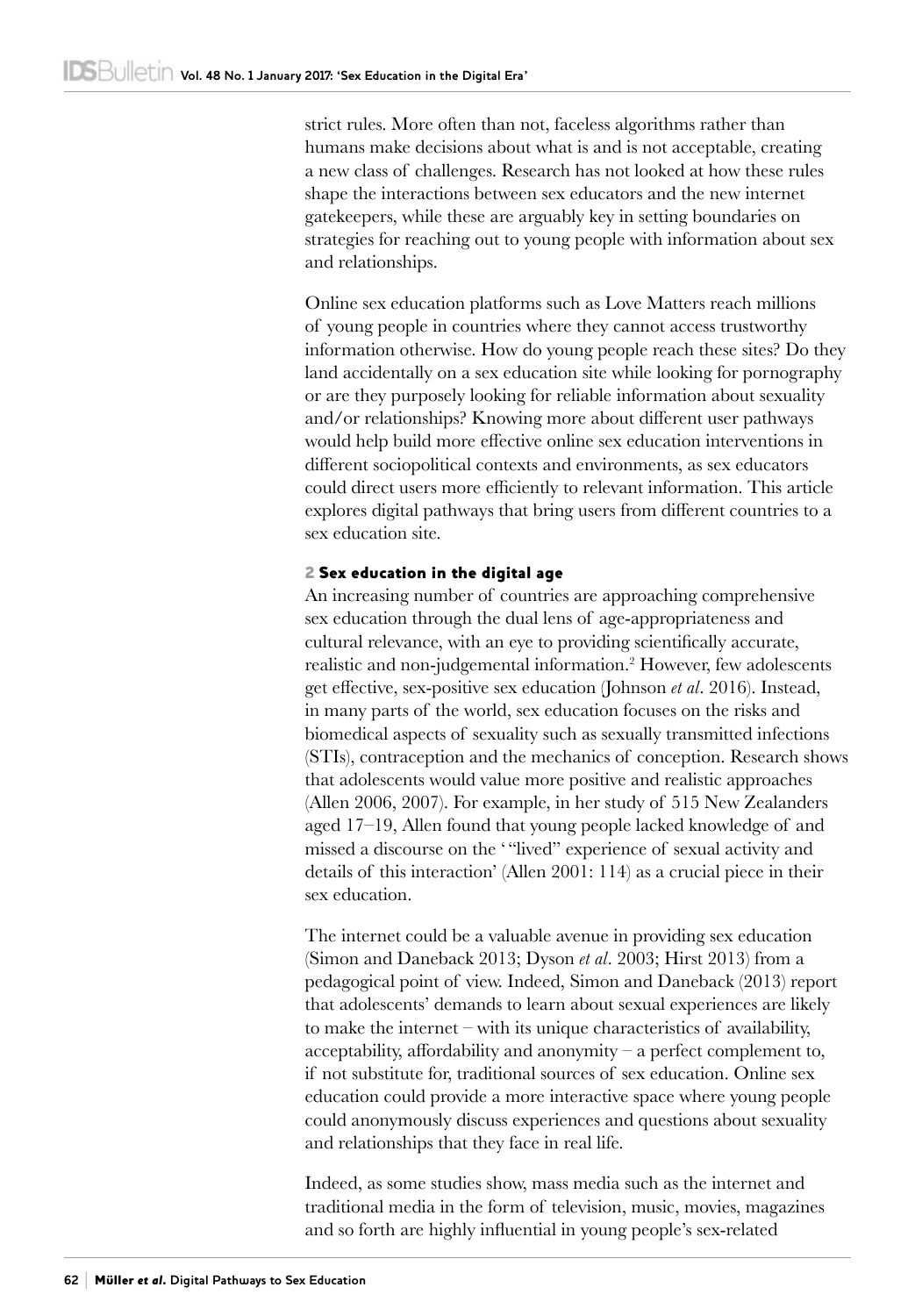strict rules. More often than not, faceless algorithms rather than humans make decisions about what is and is not acceptable, creating a new class of challenges. Research has not looked at how these rules shape the interactions between sex educators and the new internet gatekeepers, while these are arguably key in setting boundaries on strategies for reaching out to young people with information about sex and relationships.

Online sex education platforms such as Love Matters reach millions of young people in countries where they cannot access trustworthy information otherwise. How do young people reach these sites? Do they land accidentally on a sex education site while looking for pornography or are they purposely looking for reliable information about sexuality and/or relationships? Knowing more about different user pathways would help build more effective online sex education interventions in different sociopolitical contexts and environments, as sex educators could direct users more efficiently to relevant information. This article explores digital pathways that bring users from different countries to a sex education site.

## 2 Sex education in the digital age

An increasing number of countries are approaching comprehensive sex education through the dual lens of age-appropriateness and cultural relevance, with an eye to providing scientifically accurate, realistic and non-judgemental information.[2] However, few adolescents get effective, sex-positive sex education (Johnson *et al*. 2016). Instead, in many parts of the world, sex education focuses on the risks and biomedical aspects of sexuality such as sexually transmitted infections (STIs), contraception and the mechanics of conception. Research shows that adolescents would value more positive and realistic approaches (Allen 2006, 2007). For example, in her study of 515 New Zealanders aged 17–19, Allen found that young people lacked knowledge of and missed a discourse on the '"lived" experience of sexual activity and details of this interaction' (Allen 2001: 114) as a crucial piece in their sex education.

The internet could be a valuable avenue in providing sex education (Simon and Daneback 2013; Dyson *et al*. 2003; Hirst 2013) from a pedagogical point of view. Indeed, Simon and Daneback (2013) report that adolescents' demands to learn about sexual experiences are likely to make the internet – with its unique characteristics of availability, acceptability, affordability and anonymity – a perfect complement to, if not substitute for, traditional sources of sex education. Online sex education could provide a more interactive space where young people could anonymously discuss experiences and questions about sexuality and relationships that they face in real life.

Indeed, as some studies show, mass media such as the internet and traditional media in the form of television, music, movies, magazines and so forth are highly influential in young people's sex-related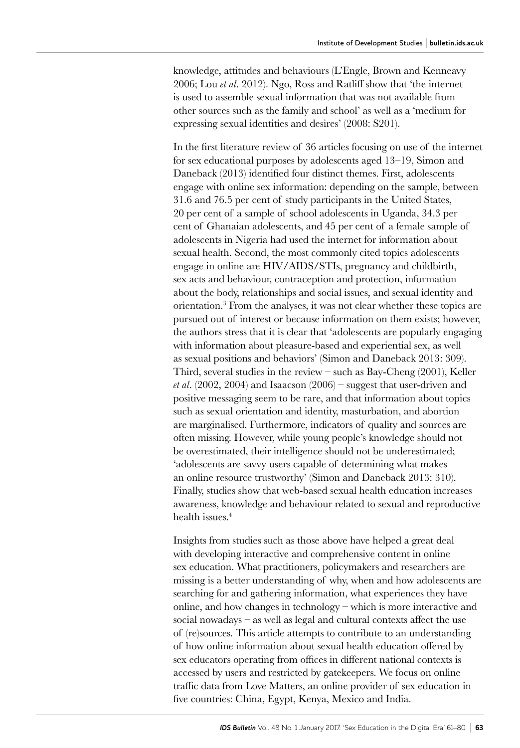knowledge, attitudes and behaviours (L'Engle, Brown and Kenneavy 2006; Lou *et al*. 2012). Ngo, Ross and Ratliff show that 'the internet is used to assemble sexual information that was not available from other sources such as the family and school' as well as a 'medium for expressing sexual identities and desires' (2008: S201).

In the first literature review of 36 articles focusing on use of the internet for sex educational purposes by adolescents aged 13–19, Simon and Daneback (2013) identified four distinct themes. First, adolescents engage with online sex information: depending on the sample, between 31.6 and 76.5 per cent of study participants in the United States, 20 per cent of a sample of school adolescents in Uganda, 34.3 per cent of Ghanaian adolescents, and 45 per cent of a female sample of adolescents in Nigeria had used the internet for information about sexual health. Second, the most commonly cited topics adolescents engage in online are HIV/AIDS/STIs, pregnancy and childbirth, sex acts and behaviour, contraception and protection, information about the body, relationships and social issues, and sexual identity and orientation.[3] From the analyses, it was not clear whether these topics are pursued out of interest or because information on them exists; however, the authors stress that it is clear that 'adolescents are popularly engaging with information about pleasure-based and experiential sex, as well as sexual positions and behaviors' (Simon and Daneback 2013: 309). Third, several studies in the review – such as Bay-Cheng (2001), Keller *et al*. (2002, 2004) and Isaacson (2006) – suggest that user-driven and positive messaging seem to be rare, and that information about topics such as sexual orientation and identity, masturbation, and abortion are marginalised. Furthermore, indicators of quality and sources are often missing. However, while young people's knowledge should not be overestimated, their intelligence should not be underestimated; 'adolescents are savvy users capable of determining what makes an online resource trustworthy' (Simon and Daneback 2013: 310). Finally, studies show that web-based sexual health education increases awareness, knowledge and behaviour related to sexual and reproductive health issues.[4]

Insights from studies such as those above have helped a great deal with developing interactive and comprehensive content in online sex education. What practitioners, policymakers and researchers are missing is a better understanding of why, when and how adolescents are searching for and gathering information, what experiences they have online, and how changes in technology – which is more interactive and social nowadays – as well as legal and cultural contexts affect the use of (re)sources. This article attempts to contribute to an understanding of how online information about sexual health education offered by sex educators operating from offices in different national contexts is accessed by users and restricted by gatekeepers. We focus on online traffic data from Love Matters, an online provider of sex education in five countries: China, Egypt, Kenya, Mexico and India.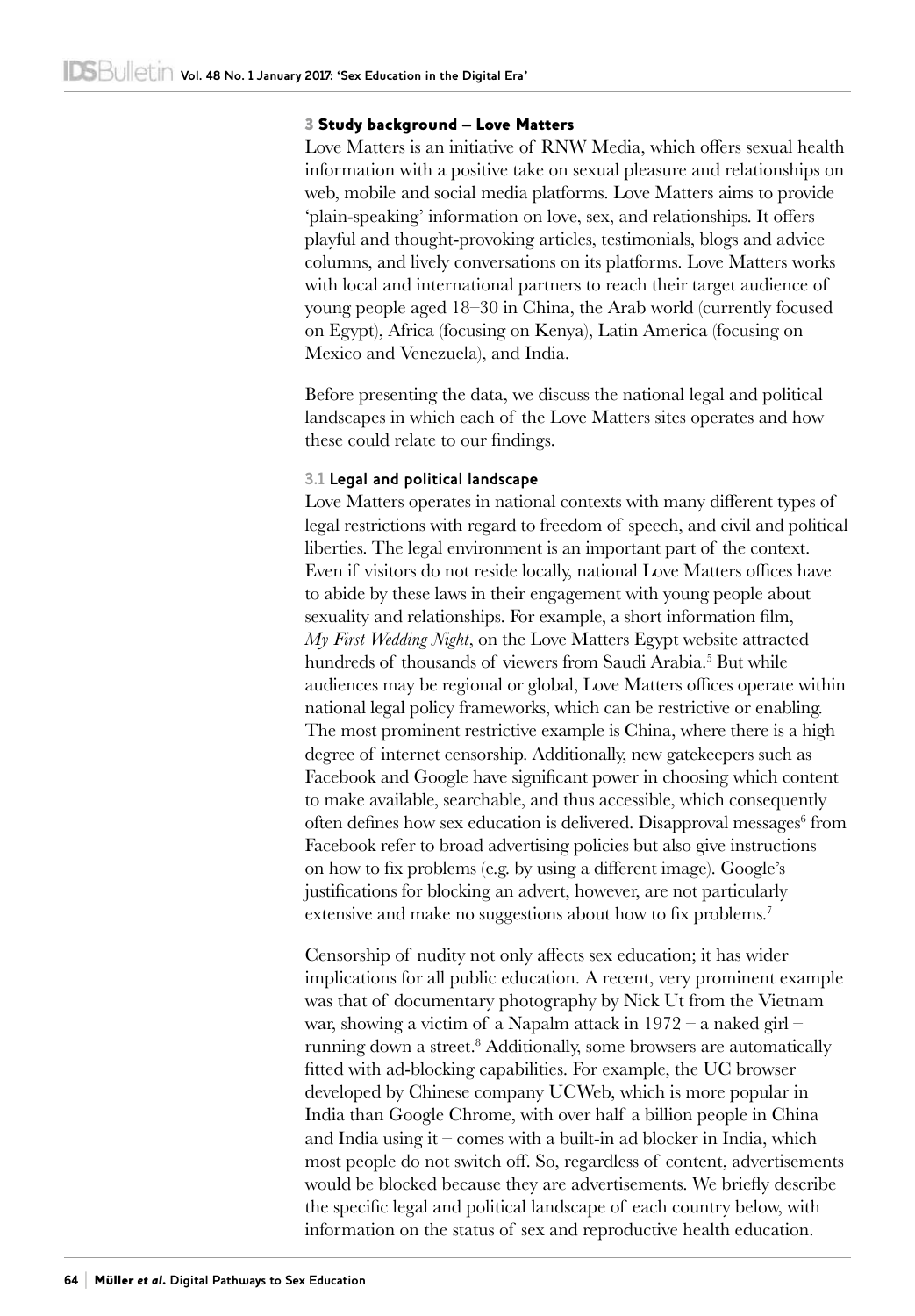## 3 Study background – Love Matters

Love Matters is an initiative of RNW Media, which offers sexual health information with a positive take on sexual pleasure and relationships on web, mobile and social media platforms. Love Matters aims to provide 'plain-speaking' information on love, sex, and relationships. It offers playful and thought-provoking articles, testimonials, blogs and advice columns, and lively conversations on its platforms. Love Matters works with local and international partners to reach their target audience of young people aged 18–30 in China, the Arab world (currently focused on Egypt), Africa (focusing on Kenya), Latin America (focusing on Mexico and Venezuela), and India.

Before presenting the data, we discuss the national legal and political landscapes in which each of the Love Matters sites operates and how these could relate to our findings.

### 3.1 Legal and political landscape

Love Matters operates in national contexts with many different types of legal restrictions with regard to freedom of speech, and civil and political liberties. The legal environment is an important part of the context. Even if visitors do not reside locally, national Love Matters offices have to abide by these laws in their engagement with young people about sexuality and relationships. For example, a short information film, *My First Wedding Night*, on the Love Matters Egypt website attracted hundreds of thousands of viewers from Saudi Arabia.[5] But while audiences may be regional or global, Love Matters offices operate within national legal policy frameworks, which can be restrictive or enabling. The most prominent restrictive example is China, where there is a high degree of internet censorship. Additionally, new gatekeepers such as Facebook and Google have significant power in choosing which content to make available, searchable, and thus accessible, which consequently often defines how sex education is delivered. Disapproval messages[6] from Facebook refer to broad advertising policies but also give instructions on how to fix problems (e.g. by using a different image). Google's justifications for blocking an advert, however, are not particularly extensive and make no suggestions about how to fix problems.[7]

Censorship of nudity not only affects sex education; it has wider implications for all public education. A recent, very prominent example was that of documentary photography by Nick Ut from the Vietnam war, showing a victim of a Napalm attack in 1972 – a naked girl – running down a street.[8] Additionally, some browsers are automatically fitted with ad-blocking capabilities. For example, the UC browser – developed by Chinese company UCWeb, which is more popular in India than Google Chrome, with over half a billion people in China and India using it – comes with a built-in ad blocker in India, which most people do not switch off. So, regardless of content, advertisements would be blocked because they are advertisements. We briefly describe the specific legal and political landscape of each country below, with information on the status of sex and reproductive health education.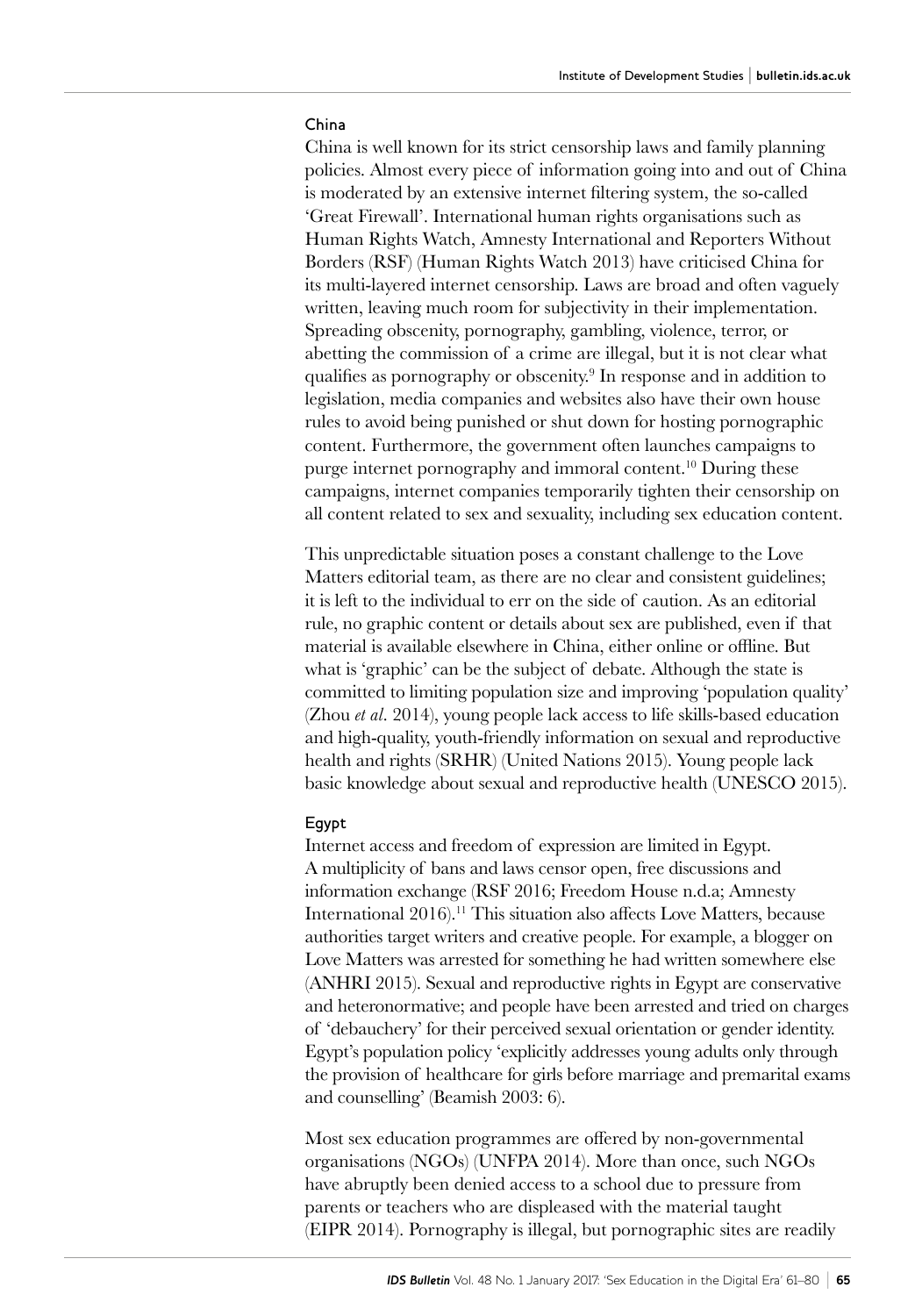### China

China is well known for its strict censorship laws and family planning policies. Almost every piece of information going into and out of China is moderated by an extensive internet filtering system, the so-called 'Great Firewall'. International human rights organisations such as Human Rights Watch, Amnesty International and Reporters Without Borders (RSF) (Human Rights Watch 2013) have criticised China for its multi-layered internet censorship. Laws are broad and often vaguely written, leaving much room for subjectivity in their implementation. Spreading obscenity, pornography, gambling, violence, terror, or abetting the commission of a crime are illegal, but it is not clear what qualifies as pornography or obscenity.[9] In response and in addition to legislation, media companies and websites also have their own house rules to avoid being punished or shut down for hosting pornographic content. Furthermore, the government often launches campaigns to purge internet pornography and immoral content.[10] During these campaigns, internet companies temporarily tighten their censorship on all content related to sex and sexuality, including sex education content.

This unpredictable situation poses a constant challenge to the Love Matters editorial team, as there are no clear and consistent guidelines; it is left to the individual to err on the side of caution. As an editorial rule, no graphic content or details about sex are published, even if that material is available elsewhere in China, either online or offline. But what is 'graphic' can be the subject of debate. Although the state is committed to limiting population size and improving 'population quality' (Zhou *et al*. 2014), young people lack access to life skills-based education and high-quality, youth-friendly information on sexual and reproductive health and rights (SRHR) (United Nations 2015). Young people lack basic knowledge about sexual and reproductive health (UNESCO 2015).

### Egypt

Internet access and freedom of expression are limited in Egypt. A multiplicity of bans and laws censor open, free discussions and information exchange (RSF 2016; Freedom House n.d.a; Amnesty International 2016).[11] This situation also affects Love Matters, because authorities target writers and creative people. For example, a blogger on Love Matters was arrested for something he had written somewhere else (ANHRI 2015). Sexual and reproductive rights in Egypt are conservative and heteronormative; and people have been arrested and tried on charges of 'debauchery' for their perceived sexual orientation or gender identity. Egypt's population policy 'explicitly addresses young adults only through the provision of healthcare for girls before marriage and premarital exams and counselling' (Beamish 2003: 6).

Most sex education programmes are offered by non-governmental organisations (NGOs) (UNFPA 2014). More than once, such NGOs have abruptly been denied access to a school due to pressure from parents or teachers who are displeased with the material taught (EIPR 2014). Pornography is illegal, but pornographic sites are readily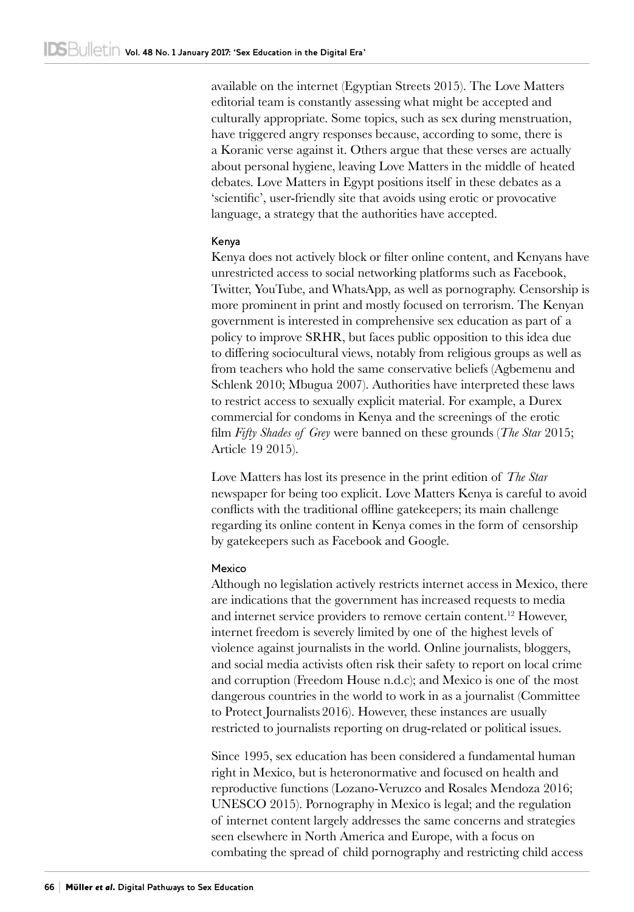available on the internet (Egyptian Streets 2015). The Love Matters editorial team is constantly assessing what might be accepted and culturally appropriate. Some topics, such as sex during menstruation, have triggered angry responses because, according to some, there is a Koranic verse against it. Others argue that these verses are actually about personal hygiene, leaving Love Matters in the middle of heated debates. Love Matters in Egypt positions itself in these debates as a 'scientific', user-friendly site that avoids using erotic or provocative language, a strategy that the authorities have accepted.

#### Kenya

Kenya does not actively block or filter online content, and Kenyans have unrestricted access to social networking platforms such as Facebook, Twitter, YouTube, and WhatsApp, as well as pornography. Censorship is more prominent in print and mostly focused on terrorism. The Kenyan government is interested in comprehensive sex education as part of a policy to improve SRHR, but faces public opposition to this idea due to differing sociocultural views, notably from religious groups as well as from teachers who hold the same conservative beliefs (Agbemenu and Schlenk 2010; Mbugua 2007). Authorities have interpreted these laws to restrict access to sexually explicit material. For example, a Durex commercial for condoms in Kenya and the screenings of the erotic film *Fifty Shades of Grey* were banned on these grounds (*The Star* 2015; Article 19 2015).

Love Matters has lost its presence in the print edition of *The Star* newspaper for being too explicit. Love Matters Kenya is careful to avoid conflicts with the traditional offline gatekeepers; its main challenge regarding its online content in Kenya comes in the form of censorship by gatekeepers such as Facebook and Google.

#### Mexico

Although no legislation actively restricts internet access in Mexico, there are indications that the government has increased requests to media and internet service providers to remove certain content.[12] However, internet freedom is severely limited by one of the highest levels of violence against journalists in the world. Online journalists, bloggers, and social media activists often risk their safety to report on local crime and corruption (Freedom House n.d.c); and Mexico is one of the most dangerous countries in the world to work in as a journalist (Committee to Protect Journalists 2016). However, these instances are usually restricted to journalists reporting on drug-related or political issues.

Since 1995, sex education has been considered a fundamental human right in Mexico, but is heteronormative and focused on health and reproductive functions (Lozano-Veruzco and Rosales Mendoza 2016; UNESCO 2015). Pornography in Mexico is legal; and the regulation of internet content largely addresses the same concerns and strategies seen elsewhere in North America and Europe, with a focus on combating the spread of child pornography and restricting child access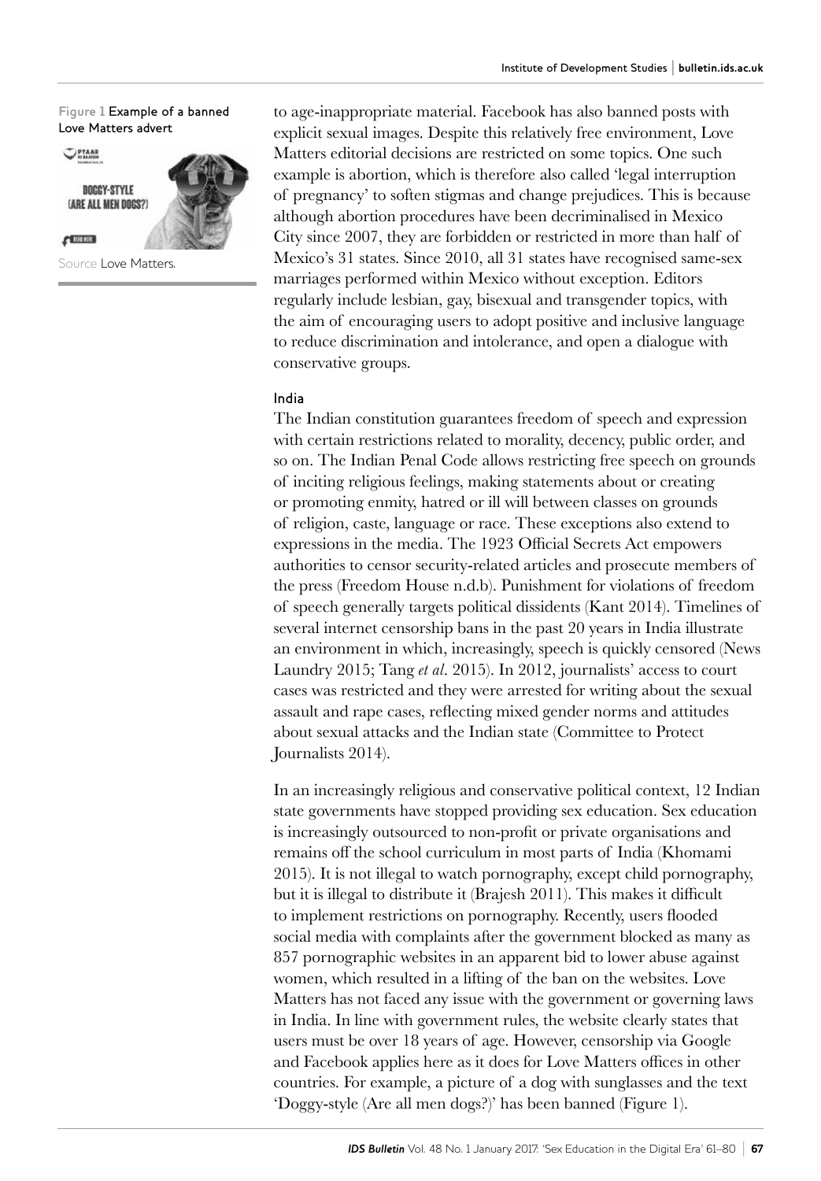Figure 1 Example of a banned Love Matters advert

Source Love Matters.

to age-inappropriate material. Facebook has also banned posts with explicit sexual images. Despite this relatively free environment, Love Matters editorial decisions are restricted on some topics. One such example is abortion, which is therefore also called 'legal interruption of pregnancy' to soften stigmas and change prejudices. This is because although abortion procedures have been decriminalised in Mexico City since 2007, they are forbidden or restricted in more than half of Mexico's 31 states. Since 2010, all 31 states have recognised same-sex marriages performed within Mexico without exception. Editors regularly include lesbian, gay, bisexual and transgender topics, with the aim of encouraging users to adopt positive and inclusive language to reduce discrimination and intolerance, and open a dialogue with conservative groups.

#### India

The Indian constitution guarantees freedom of speech and expression with certain restrictions related to morality, decency, public order, and so on. The Indian Penal Code allows restricting free speech on grounds of inciting religious feelings, making statements about or creating or promoting enmity, hatred or ill will between classes on grounds of religion, caste, language or race. These exceptions also extend to expressions in the media. The 1923 Official Secrets Act empowers authorities to censor security-related articles and prosecute members of the press (Freedom House n.d.b). Punishment for violations of freedom of speech generally targets political dissidents (Kant 2014). Timelines of several internet censorship bans in the past 20 years in India illustrate an environment in which, increasingly, speech is quickly censored (News Laundry 2015; Tang *et al.* 2015). In 2012, journalists' access to court cases was restricted and they were arrested for writing about the sexual assault and rape cases, reflecting mixed gender norms and attitudes about sexual attacks and the Indian state (Committee to Protect Journalists 2014).

In an increasingly religious and conservative political context, 12 Indian state governments have stopped providing sex education. Sex education is increasingly outsourced to non-profit or private organisations and remains off the school curriculum in most parts of India (Khomami 2015). It is not illegal to watch pornography, except child pornography, but it is illegal to distribute it (Brajesh 2011). This makes it difficult to implement restrictions on pornography. Recently, users flooded social media with complaints after the government blocked as many as 857 pornographic websites in an apparent bid to lower abuse against women, which resulted in a lifting of the ban on the websites. Love Matters has not faced any issue with the government or governing laws in India. In line with government rules, the website clearly states that users must be over 18 years of age. However, censorship via Google and Facebook applies here as it does for Love Matters offices in other countries. For example, a picture of a dog with sunglasses and the text 'Doggy-style (Are all men dogs?)' has been banned (Figure 1).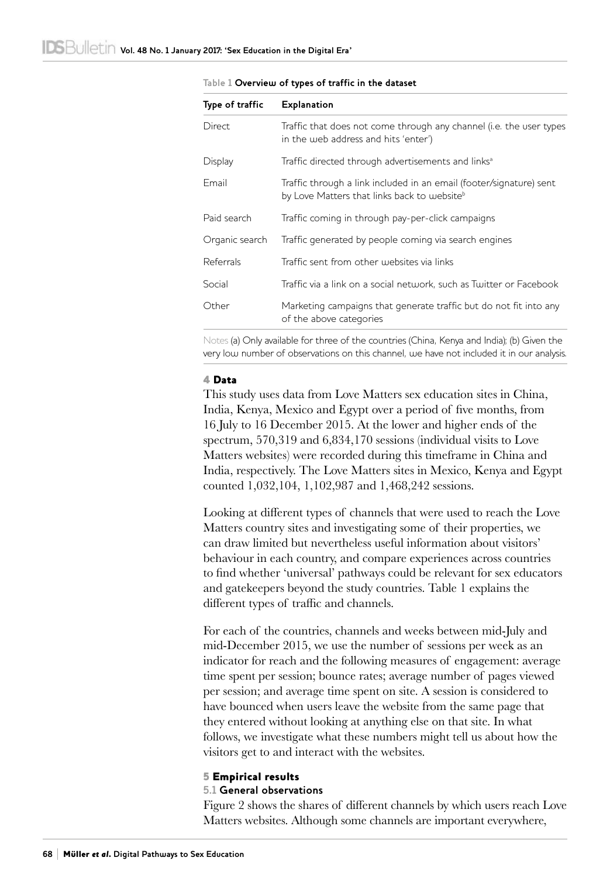**Table 1 Overview of types of traffic in the dataset**

| Type of traffic | Explanation |
|---|---|
| Direct | Traffic that does not come through any channel (i.e. the user types in the web address and hits 'enter') |
| Display | Traffic directed through advertisements and links[a] |
| Email | Traffic through a link included in an email (footer/signature) sent by Love Matters that links back to website[b] |
| Paid search | Traffic coming in through pay-per-click campaigns |
| Organic search | Traffic generated by people coming via search engines |
| Referrals | Traffic sent from other websites via links |
| Social | Traffic via a link on a social network, such as Twitter or Facebook |
| Other | Marketing campaigns that generate traffic but do not fit into any of the above categories |

Notes (a) Only available for three of the countries (China, Kenya and India); (b) Given the very low number of observations on this channel, we have not included it in our analysis.

## 4 Data

This study uses data from Love Matters sex education sites in China, India, Kenya, Mexico and Egypt over a period of five months, from 16 July to 16 December 2015. At the lower and higher ends of the spectrum, 570,319 and 6,834,170 sessions (individual visits to Love Matters websites) were recorded during this timeframe in China and India, respectively. The Love Matters sites in Mexico, Kenya and Egypt counted 1,032,104, 1,102,987 and 1,468,242 sessions.

Looking at different types of channels that were used to reach the Love Matters country sites and investigating some of their properties, we can draw limited but nevertheless useful information about visitors' behaviour in each country, and compare experiences across countries to find whether 'universal' pathways could be relevant for sex educators and gatekeepers beyond the study countries. Table 1 explains the different types of traffic and channels.

For each of the countries, channels and weeks between mid-July and mid-December 2015, we use the number of sessions per week as an indicator for reach and the following measures of engagement: average time spent per session; bounce rates; average number of pages viewed per session; and average time spent on site. A session is considered to have bounced when users leave the website from the same page that they entered without looking at anything else on that site. In what follows, we investigate what these numbers might tell us about how the visitors get to and interact with the websites.

## 5 Empirical results

### 5.1 General observations

Figure 2 shows the shares of different channels by which users reach Love Matters websites. Although some channels are important everywhere,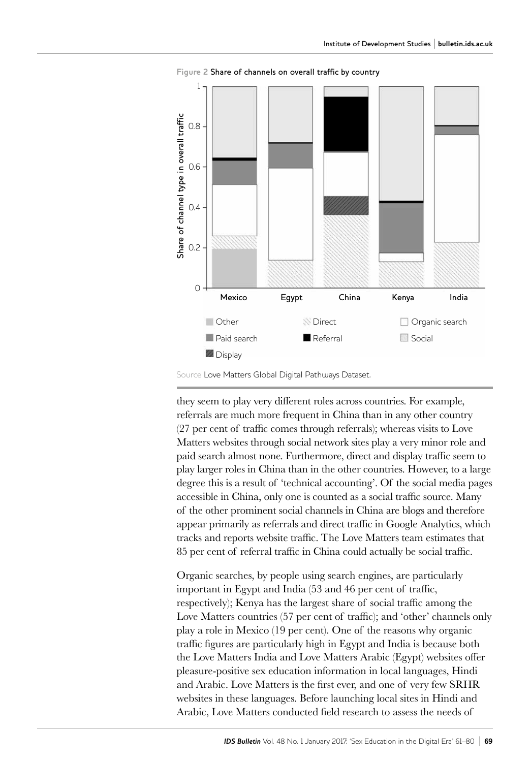Figure 2 Share of channels on overall traffic by country

Source Love Matters Global Digital Pathways Dataset.

they seem to play very different roles across countries. For example, referrals are much more frequent in China than in any other country (27 per cent of traffic comes through referrals); whereas visits to Love Matters websites through social network sites play a very minor role and paid search almost none. Furthermore, direct and display traffic seem to play larger roles in China than in the other countries. However, to a large degree this is a result of 'technical accounting'. Of the social media pages accessible in China, only one is counted as a social traffic source. Many of the other prominent social channels in China are blogs and therefore appear primarily as referrals and direct traffic in Google Analytics, which tracks and reports website traffic. The Love Matters team estimates that 85 per cent of referral traffic in China could actually be social traffic.

Organic searches, by people using search engines, are particularly important in Egypt and India (53 and 46 per cent of traffic, respectively); Kenya has the largest share of social traffic among the Love Matters countries (57 per cent of traffic); and 'other' channels only play a role in Mexico (19 per cent). One of the reasons why organic traffic figures are particularly high in Egypt and India is because both the Love Matters India and Love Matters Arabic (Egypt) websites offer pleasure-positive sex education information in local languages, Hindi and Arabic. Love Matters is the first ever, and one of very few SRHR websites in these languages. Before launching local sites in Hindi and Arabic, Love Matters conducted field research to assess the needs of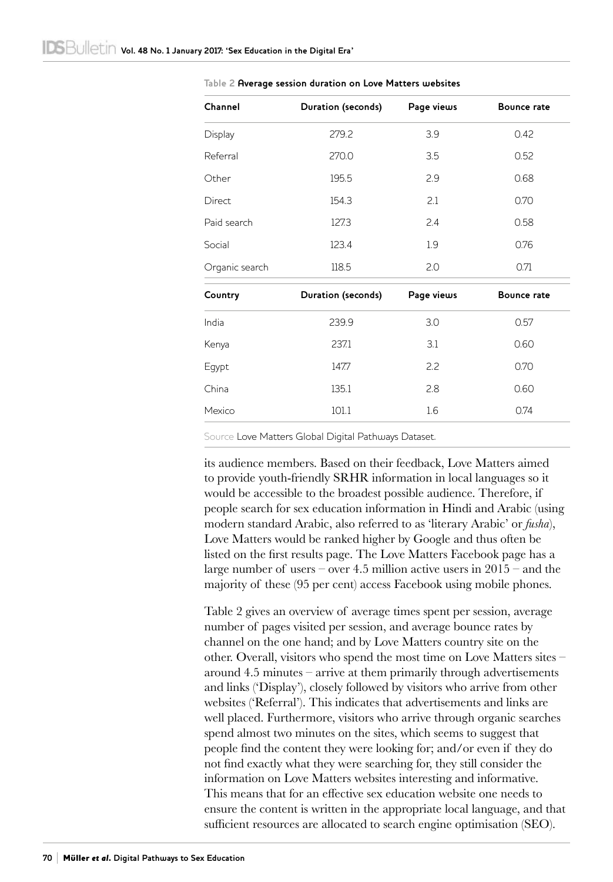Table 2 **Average session duration on Love Matters websites**

| Channel | Duration (seconds) | Page views | Bounce rate |
|---|---|---|---|
| Display | 279.2 | 3.9 | 0.42 |
| Referral | 270.0 | 3.5 | 0.52 |
| Other | 195.5 | 2.9 | 0.68 |
| Direct | 154.3 | 2.1 | 0.70 |
| Paid search | 127.3 | 2.4 | 0.58 |
| Social | 123.4 | 1.9 | 0.76 |
| Organic search | 118.5 | 2.0 | 0.71 |
| **Country** | **Duration (seconds)** | **Page views** | **Bounce rate** |
| India | 239.9 | 3.0 | 0.57 |
| Kenya | 237.1 | 3.1 | 0.60 |
| Egypt | 147.7 | 2.2 | 0.70 |
| China | 135.1 | 2.8 | 0.60 |
| Mexico | 101.1 | 1.6 | 0.74 |

Source Love Matters Global Digital Pathways Dataset.

its audience members. Based on their feedback, Love Matters aimed to provide youth-friendly SRHR information in local languages so it would be accessible to the broadest possible audience. Therefore, if people search for sex education information in Hindi and Arabic (using modern standard Arabic, also referred to as 'literary Arabic' or *fusha*), Love Matters would be ranked higher by Google and thus often be listed on the first results page. The Love Matters Facebook page has a large number of users – over 4.5 million active users in 2015 – and the majority of these (95 per cent) access Facebook using mobile phones.

Table 2 gives an overview of average times spent per session, average number of pages visited per session, and average bounce rates by channel on the one hand; and by Love Matters country site on the other. Overall, visitors who spend the most time on Love Matters sites – around 4.5 minutes – arrive at them primarily through advertisements and links ('Display'), closely followed by visitors who arrive from other websites ('Referral'). This indicates that advertisements and links are well placed. Furthermore, visitors who arrive through organic searches spend almost two minutes on the sites, which seems to suggest that people find the content they were looking for; and/or even if they do not find exactly what they were searching for, they still consider the information on Love Matters websites interesting and informative. This means that for an effective sex education website one needs to ensure the content is written in the appropriate local language, and that sufficient resources are allocated to search engine optimisation (SEO).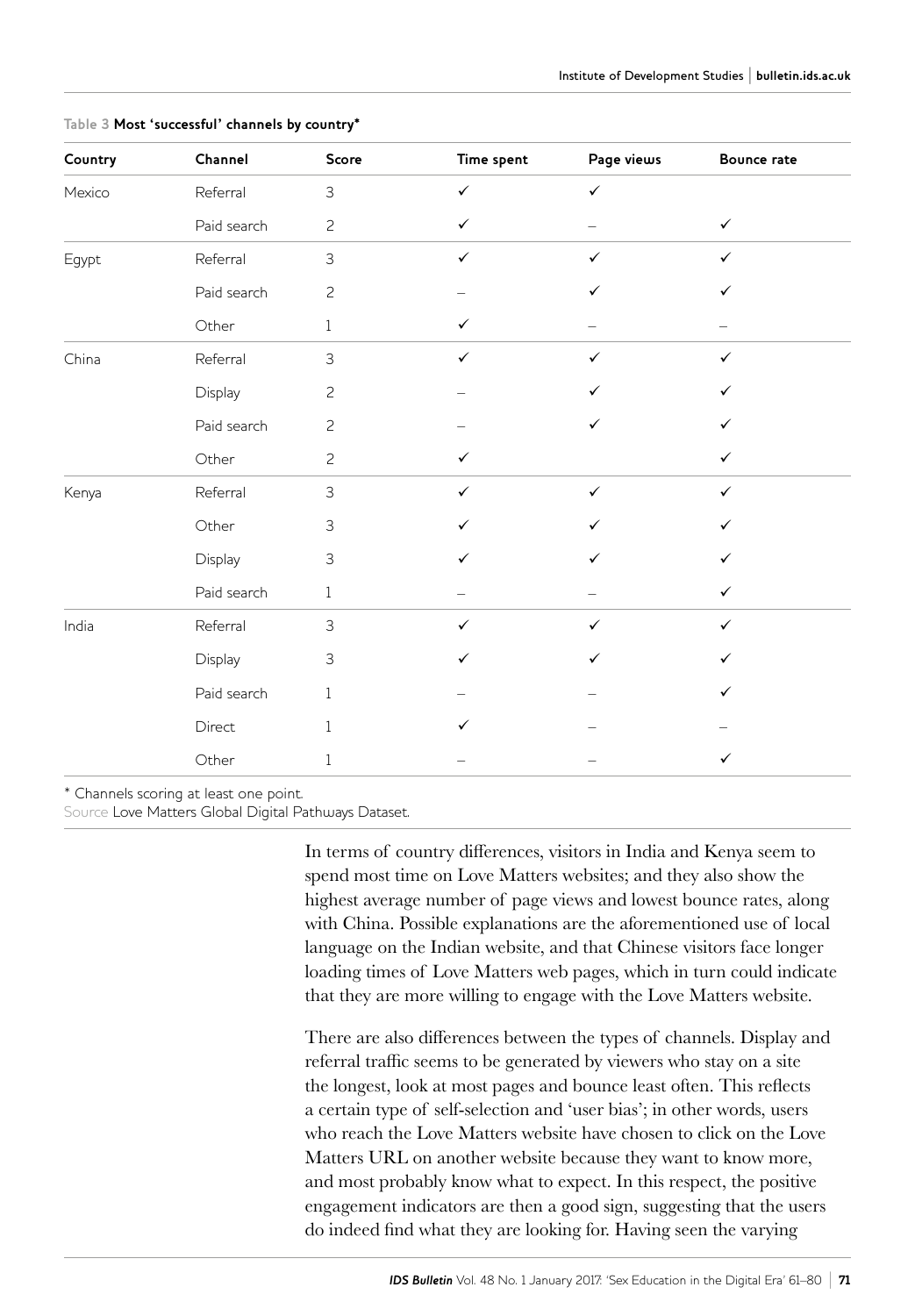Table 3 **Most 'successful' channels by country***

| Country | Channel | Score | Time spent | Page views | Bounce rate |
|---|---|---|---|---|---|
| Mexico | Referral | 3 | ✓ | ✓ | |
| | Paid search | 2 | ✓ | – | ✓ |
| Egypt | Referral | 3 | ✓ | ✓ | ✓ |
| | Paid search | 2 | – | ✓ | ✓ |
| | Other | 1 | ✓ | – | – |
| China | Referral | 3 | ✓ | ✓ | ✓ |
| | Display | 2 | – | ✓ | ✓ |
| | Paid search | 2 | – | ✓ | ✓ |
| | Other | 2 | ✓ | | ✓ |
| Kenya | Referral | 3 | ✓ | ✓ | ✓ |
| | Other | 3 | ✓ | ✓ | ✓ |
| | Display | 3 | ✓ | ✓ | ✓ |
| | Paid search | 1 | – | – | ✓ |
| India | Referral | 3 | ✓ | ✓ | ✓ |
| | Display | 3 | ✓ | ✓ | ✓ |
| | Paid search | 1 | – | – | ✓ |
| | Direct | 1 | ✓ | – | – |
| | Other | 1 | – | – | ✓ |

* Channels scoring at least one point.
Source Love Matters Global Digital Pathways Dataset.

In terms of country differences, visitors in India and Kenya seem to spend most time on Love Matters websites; and they also show the highest average number of page views and lowest bounce rates, along with China. Possible explanations are the aforementioned use of local language on the Indian website, and that Chinese visitors face longer loading times of Love Matters web pages, which in turn could indicate that they are more willing to engage with the Love Matters website.

There are also differences between the types of channels. Display and referral traffic seems to be generated by viewers who stay on a site the longest, look at most pages and bounce least often. This reflects a certain type of self-selection and 'user bias'; in other words, users who reach the Love Matters website have chosen to click on the Love Matters URL on another website because they want to know more, and most probably know what to expect. In this respect, the positive engagement indicators are then a good sign, suggesting that the users do indeed find what they are looking for. Having seen the varying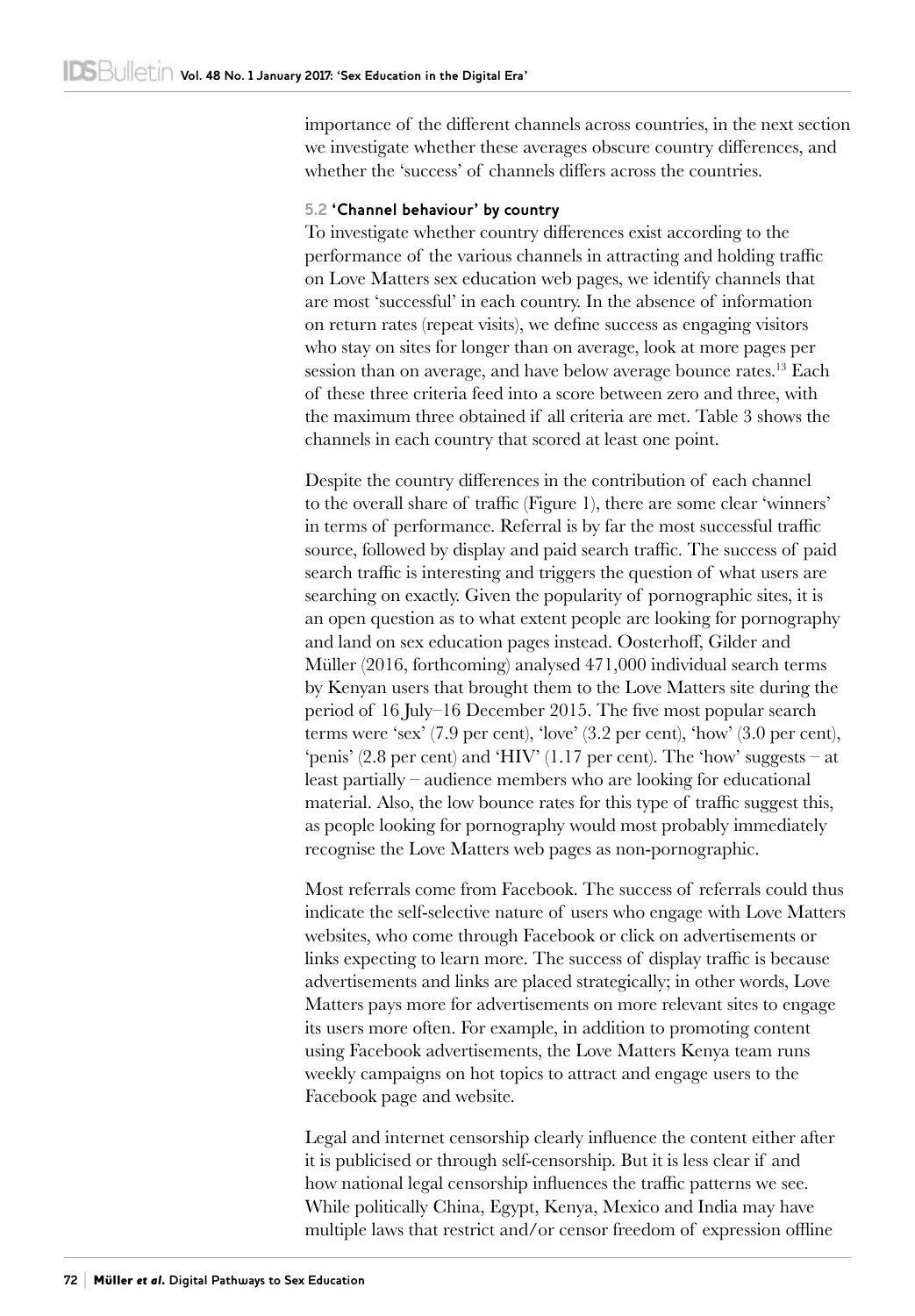importance of the different channels across countries, in the next section we investigate whether these averages obscure country differences, and whether the 'success' of channels differs across the countries.

### 5.2 'Channel behaviour' by country

To investigate whether country differences exist according to the performance of the various channels in attracting and holding traffic on Love Matters sex education web pages, we identify channels that are most 'successful' in each country. In the absence of information on return rates (repeat visits), we define success as engaging visitors who stay on sites for longer than on average, look at more pages per session than on average, and have below average bounce rates.[13] Each of these three criteria feed into a score between zero and three, with the maximum three obtained if all criteria are met. Table 3 shows the channels in each country that scored at least one point.

Despite the country differences in the contribution of each channel to the overall share of traffic (Figure 1), there are some clear 'winners' in terms of performance. Referral is by far the most successful traffic source, followed by display and paid search traffic. The success of paid search traffic is interesting and triggers the question of what users are searching on exactly. Given the popularity of pornographic sites, it is an open question as to what extent people are looking for pornography and land on sex education pages instead. Oosterhoff, Gilder and Müller (2016, forthcoming) analysed 471,000 individual search terms by Kenyan users that brought them to the Love Matters site during the period of 16 July–16 December 2015. The five most popular search terms were 'sex' (7.9 per cent), 'love' (3.2 per cent), 'how' (3.0 per cent), 'penis' (2.8 per cent) and 'HIV' (1.17 per cent). The 'how' suggests – at least partially – audience members who are looking for educational material. Also, the low bounce rates for this type of traffic suggest this, as people looking for pornography would most probably immediately recognise the Love Matters web pages as non-pornographic.

Most referrals come from Facebook. The success of referrals could thus indicate the self-selective nature of users who engage with Love Matters websites, who come through Facebook or click on advertisements or links expecting to learn more. The success of display traffic is because advertisements and links are placed strategically; in other words, Love Matters pays more for advertisements on more relevant sites to engage its users more often. For example, in addition to promoting content using Facebook advertisements, the Love Matters Kenya team runs weekly campaigns on hot topics to attract and engage users to the Facebook page and website.

Legal and internet censorship clearly influence the content either after it is publicised or through self-censorship. But it is less clear if and how national legal censorship influences the traffic patterns we see. While politically China, Egypt, Kenya, Mexico and India may have multiple laws that restrict and/or censor freedom of expression offline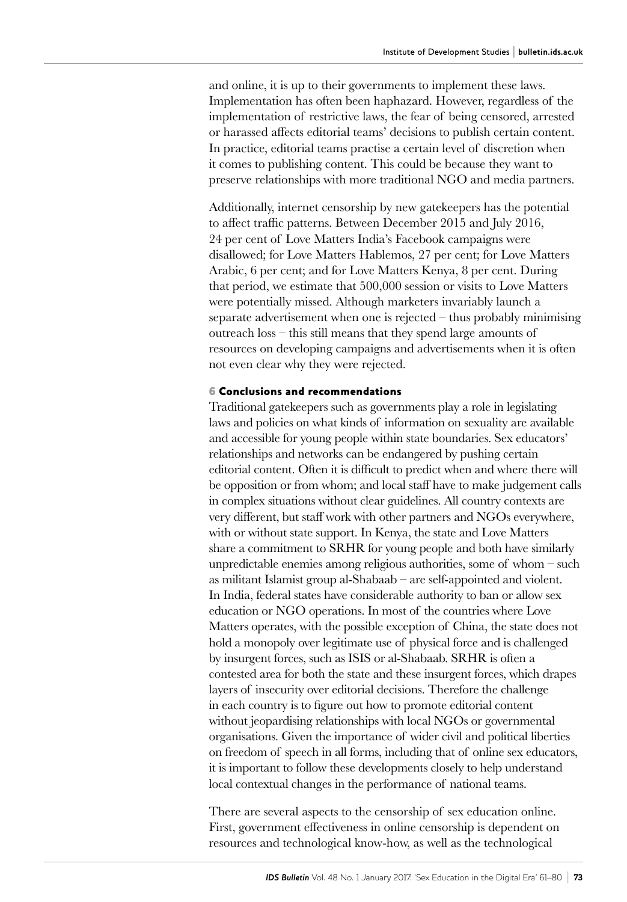and online, it is up to their governments to implement these laws. Implementation has often been haphazard. However, regardless of the implementation of restrictive laws, the fear of being censored, arrested or harassed affects editorial teams' decisions to publish certain content. In practice, editorial teams practise a certain level of discretion when it comes to publishing content. This could be because they want to preserve relationships with more traditional NGO and media partners.

Additionally, internet censorship by new gatekeepers has the potential to affect traffic patterns. Between December 2015 and July 2016, 24 per cent of Love Matters India's Facebook campaigns were disallowed; for Love Matters Hablemos, 27 per cent; for Love Matters Arabic, 6 per cent; and for Love Matters Kenya, 8 per cent. During that period, we estimate that 500,000 session or visits to Love Matters were potentially missed. Although marketers invariably launch a separate advertisement when one is rejected – thus probably minimising outreach loss – this still means that they spend large amounts of resources on developing campaigns and advertisements when it is often not even clear why they were rejected.

## 6 Conclusions and recommendations

Traditional gatekeepers such as governments play a role in legislating laws and policies on what kinds of information on sexuality are available and accessible for young people within state boundaries. Sex educators' relationships and networks can be endangered by pushing certain editorial content. Often it is difficult to predict when and where there will be opposition or from whom; and local staff have to make judgement calls in complex situations without clear guidelines. All country contexts are very different, but staff work with other partners and NGOs everywhere, with or without state support. In Kenya, the state and Love Matters share a commitment to SRHR for young people and both have similarly unpredictable enemies among religious authorities, some of whom – such as militant Islamist group al-Shabaab – are self-appointed and violent. In India, federal states have considerable authority to ban or allow sex education or NGO operations. In most of the countries where Love Matters operates, with the possible exception of China, the state does not hold a monopoly over legitimate use of physical force and is challenged by insurgent forces, such as ISIS or al-Shabaab. SRHR is often a contested area for both the state and these insurgent forces, which drapes layers of insecurity over editorial decisions. Therefore the challenge in each country is to figure out how to promote editorial content without jeopardising relationships with local NGOs or governmental organisations. Given the importance of wider civil and political liberties on freedom of speech in all forms, including that of online sex educators, it is important to follow these developments closely to help understand local contextual changes in the performance of national teams.

There are several aspects to the censorship of sex education online. First, government effectiveness in online censorship is dependent on resources and technological know-how, as well as the technological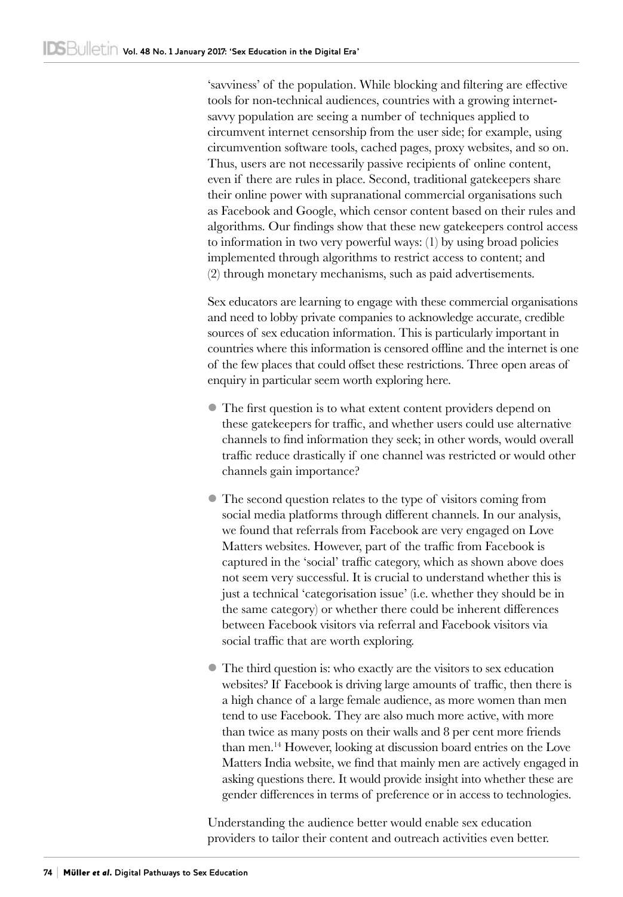'savviness' of the population. While blocking and filtering are effective tools for non-technical audiences, countries with a growing internet-savvy population are seeing a number of techniques applied to circumvent internet censorship from the user side; for example, using circumvention software tools, cached pages, proxy websites, and so on. Thus, users are not necessarily passive recipients of online content, even if there are rules in place. Second, traditional gatekeepers share their online power with supranational commercial organisations such as Facebook and Google, which censor content based on their rules and algorithms. Our findings show that these new gatekeepers control access to information in two very powerful ways: (1) by using broad policies implemented through algorithms to restrict access to content; and (2) through monetary mechanisms, such as paid advertisements.

Sex educators are learning to engage with these commercial organisations and need to lobby private companies to acknowledge accurate, credible sources of sex education information. This is particularly important in countries where this information is censored offline and the internet is one of the few places that could offset these restrictions. Three open areas of enquiry in particular seem worth exploring here.

- The first question is to what extent content providers depend on these gatekeepers for traffic, and whether users could use alternative channels to find information they seek; in other words, would overall traffic reduce drastically if one channel was restricted or would other channels gain importance?
- The second question relates to the type of visitors coming from social media platforms through different channels. In our analysis, we found that referrals from Facebook are very engaged on Love Matters websites. However, part of the traffic from Facebook is captured in the 'social' traffic category, which as shown above does not seem very successful. It is crucial to understand whether this is just a technical 'categorisation issue' (i.e. whether they should be in the same category) or whether there could be inherent differences between Facebook visitors via referral and Facebook visitors via social traffic that are worth exploring.
- The third question is: who exactly are the visitors to sex education websites? If Facebook is driving large amounts of traffic, then there is a high chance of a large female audience, as more women than men tend to use Facebook. They are also much more active, with more than twice as many posts on their walls and 8 per cent more friends than men.[14] However, looking at discussion board entries on the Love Matters India website, we find that mainly men are actively engaged in asking questions there. It would provide insight into whether these are gender differences in terms of preference or in access to technologies.

Understanding the audience better would enable sex education providers to tailor their content and outreach activities even better.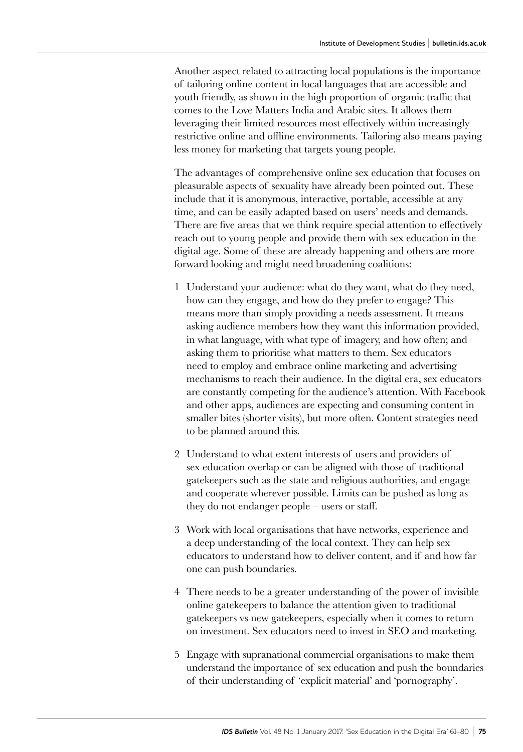Another aspect related to attracting local populations is the importance of tailoring online content in local languages that are accessible and youth friendly, as shown in the high proportion of organic traffic that comes to the Love Matters India and Arabic sites. It allows them leveraging their limited resources most effectively within increasingly restrictive online and offline environments. Tailoring also means paying less money for marketing that targets young people.

The advantages of comprehensive online sex education that focuses on pleasurable aspects of sexuality have already been pointed out. These include that it is anonymous, interactive, portable, accessible at any time, and can be easily adapted based on users' needs and demands. There are five areas that we think require special attention to effectively reach out to young people and provide them with sex education in the digital age. Some of these are already happening and others are more forward looking and might need broadening coalitions:

1. Understand your audience: what do they want, what do they need, how can they engage, and how do they prefer to engage? This means more than simply providing a needs assessment. It means asking audience members how they want this information provided, in what language, with what type of imagery, and how often; and asking them to prioritise what matters to them. Sex educators need to employ and embrace online marketing and advertising mechanisms to reach their audience. In the digital era, sex educators are constantly competing for the audience's attention. With Facebook and other apps, audiences are expecting and consuming content in smaller bites (shorter visits), but more often. Content strategies need to be planned around this.

2. Understand to what extent interests of users and providers of sex education overlap or can be aligned with those of traditional gatekeepers such as the state and religious authorities, and engage and cooperate wherever possible. Limits can be pushed as long as they do not endanger people – users or staff.

3. Work with local organisations that have networks, experience and a deep understanding of the local context. They can help sex educators to understand how to deliver content, and if and how far one can push boundaries.

4. There needs to be a greater understanding of the power of invisible online gatekeepers to balance the attention given to traditional gatekeepers vs new gatekeepers, especially when it comes to return on investment. Sex educators need to invest in SEO and marketing.

5. Engage with supranational commercial organisations to make them understand the importance of sex education and push the boundaries of their understanding of 'explicit material' and 'pornography'.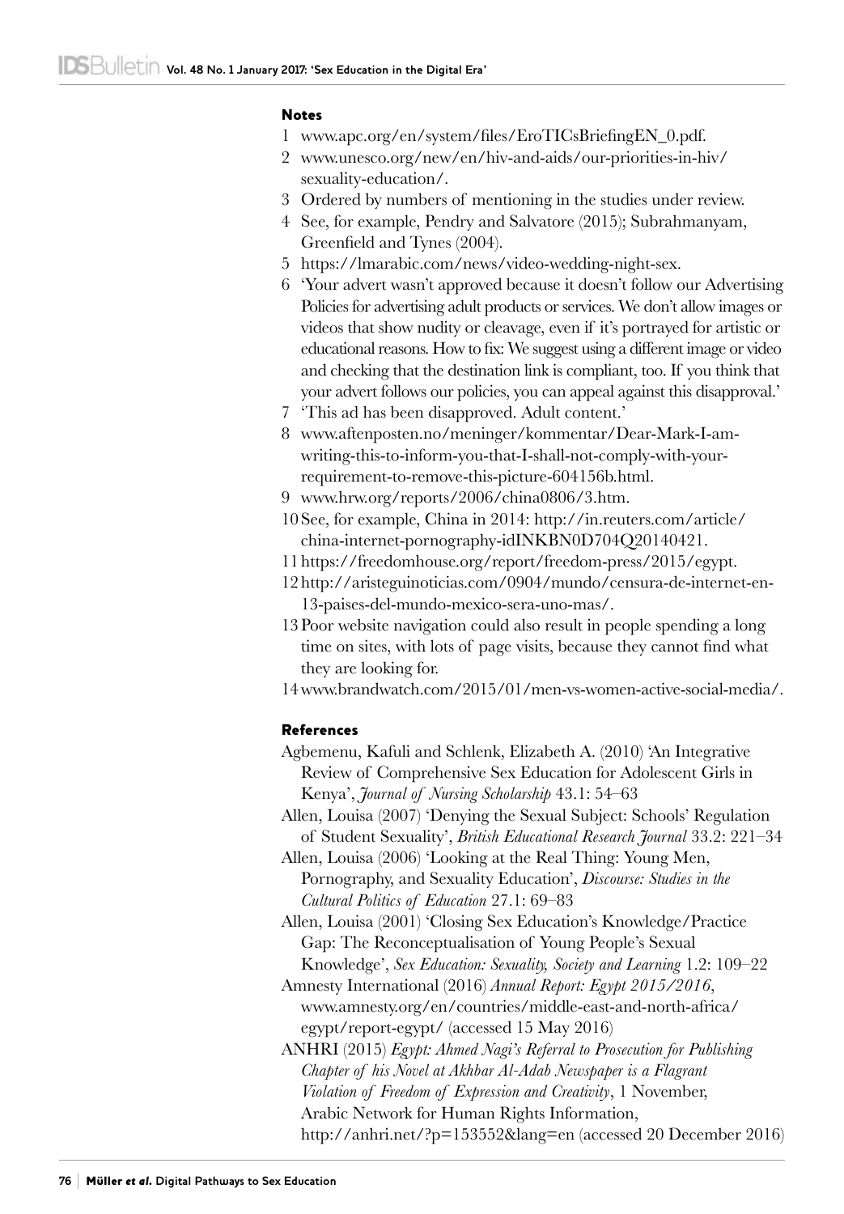## Notes

1 www.apc.org/en/system/files/EroTICsBriefingEN_0.pdf.
2 www.unesco.org/new/en/hiv-and-aids/our-priorities-in-hiv/sexuality-education/.
3 Ordered by numbers of mentioning in the studies under review.
4 See, for example, Pendry and Salvatore (2015); Subrahmanyam, Greenfield and Tynes (2004).
5 https://lmarabic.com/news/video-wedding-night-sex.
6 'Your advert wasn't approved because it doesn't follow our Advertising Policies for advertising adult products or services. We don't allow images or videos that show nudity or cleavage, even if it's portrayed for artistic or educational reasons. How to fix: We suggest using a different image or video and checking that the destination link is compliant, too. If you think that your advert follows our policies, you can appeal against this disapproval.'
7 'This ad has been disapproved. Adult content.'
8 www.aftenposten.no/meninger/kommentar/Dear-Mark-I-am-writing-this-to-inform-you-that-I-shall-not-comply-with-your-requirement-to-remove-this-picture-604156b.html.
9 www.hrw.org/reports/2006/china0806/3.htm.
10 See, for example, China in 2014: http://in.reuters.com/article/china-internet-pornography-idINKBN0D704Q20140421.
11 https://freedomhouse.org/report/freedom-press/2015/egypt.
12 http://aristeguinoticias.com/0904/mundo/censura-de-internet-en-13-paises-del-mundo-mexico-sera-uno-mas/.
13 Poor website navigation could also result in people spending a long time on sites, with lots of page visits, because they cannot find what they are looking for.
14 www.brandwatch.com/2015/01/men-vs-women-active-social-media/.

## References

Agbemenu, Kafuli and Schlenk, Elizabeth A. (2010) 'An Integrative Review of Comprehensive Sex Education for Adolescent Girls in Kenya', *Journal of Nursing Scholarship* 43.1: 54–63

Allen, Louisa (2007) 'Denying the Sexual Subject: Schools' Regulation of Student Sexuality', *British Educational Research Journal* 33.2: 221–34

Allen, Louisa (2006) 'Looking at the Real Thing: Young Men, Pornography, and Sexuality Education', *Discourse: Studies in the Cultural Politics of Education* 27.1: 69–83

Allen, Louisa (2001) 'Closing Sex Education's Knowledge/Practice Gap: The Reconceptualisation of Young People's Sexual Knowledge', *Sex Education: Sexuality, Society and Learning* 1.2: 109–22

Amnesty International (2016) *Annual Report: Egypt 2015/2016*, www.amnesty.org/en/countries/middle-east-and-north-africa/egypt/report-egypt/ (accessed 15 May 2016)

ANHRI (2015) *Egypt: Ahmed Nagi's Referral to Prosecution for Publishing Chapter of his Novel at Akhbar Al-Adab Newspaper is a Flagrant Violation of Freedom of Expression and Creativity*, 1 November, Arabic Network for Human Rights Information, http://anhri.net/?p=153552&lang=en (accessed 20 December 2016)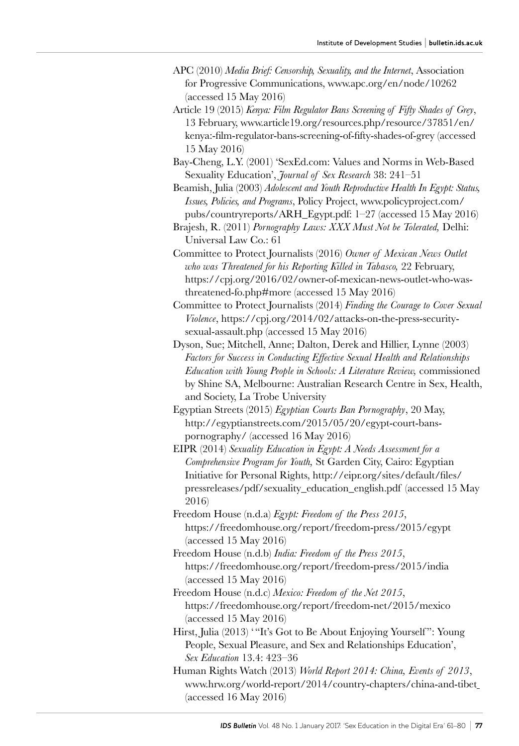APC (2010) *Media Brief: Censorship, Sexuality, and the Internet*, Association for Progressive Communications, www.apc.org/en/node/10262 (accessed 15 May 2016)

Article 19 (2015) *Kenya: Film Regulator Bans Screening of Fifty Shades of Grey*, 13 February, www.article19.org/resources.php/resource/37851/en/kenya:-film-regulator-bans-screening-of-fifty-shades-of-grey (accessed 15 May 2016)

Bay-Cheng, L.Y. (2001) 'SexEd.com: Values and Norms in Web-Based Sexuality Education', *Journal of Sex Research* 38: 241–51

Beamish, Julia (2003) *Adolescent and Youth Reproductive Health In Egypt: Status, Issues, Policies, and Programs*, Policy Project, www.policyproject.com/pubs/countryreports/ARH_Egypt.pdf: 1–27 (accessed 15 May 2016)

Brajesh, R. (2011) *Pornography Laws: XXX Must Not be Tolerated,* Delhi: Universal Law Co.: 61

Committee to Protect Journalists (2016) *Owner of Mexican News Outlet who was Threatened for his Reporting Killed in Tabasco,* 22 February, https://cpj.org/2016/02/owner-of-mexican-news-outlet-who-was-threatened-fo.php#more (accessed 15 May 2016)

Committee to Protect Journalists (2014) *Finding the Courage to Cover Sexual Violence*, https://cpj.org/2014/02/attacks-on-the-press-security-sexual-assault.php (accessed 15 May 2016)

Dyson, Sue; Mitchell, Anne; Dalton, Derek and Hillier, Lynne (2003) *Factors for Success in Conducting Effective Sexual Health and Relationships Education with Young People in Schools: A Literature Review,* commissioned by Shine SA, Melbourne: Australian Research Centre in Sex, Health, and Society, La Trobe University

Egyptian Streets (2015) *Egyptian Courts Ban Pornography*, 20 May, http://egyptianstreets.com/2015/05/20/egypt-court-bans-pornography/ (accessed 16 May 2016)

EIPR (2014) *Sexuality Education in Egypt: A Needs Assessment for a Comprehensive Program for Youth,* St Garden City, Cairo: Egyptian Initiative for Personal Rights, http://eipr.org/sites/default/files/pressreleases/pdf/sexuality_education_english.pdf (accessed 15 May 2016)

Freedom House (n.d.a) *Egypt: Freedom of the Press 2015*, https://freedomhouse.org/report/freedom-press/2015/egypt (accessed 15 May 2016)

Freedom House (n.d.b) *India: Freedom of the Press 2015*, https://freedomhouse.org/report/freedom-press/2015/india (accessed 15 May 2016)

Freedom House (n.d.c) *Mexico: Freedom of the Net 2015*, https://freedomhouse.org/report/freedom-net/2015/mexico (accessed 15 May 2016)

Hirst, Julia (2013) '"It's Got to Be About Enjoying Yourself": Young People, Sexual Pleasure, and Sex and Relationships Education', *Sex Education* 13.4: 423–36

Human Rights Watch (2013) *World Report 2014: China, Events of 2013*, www.hrw.org/world-report/2014/country-chapters/china-and-tibet (accessed 16 May 2016)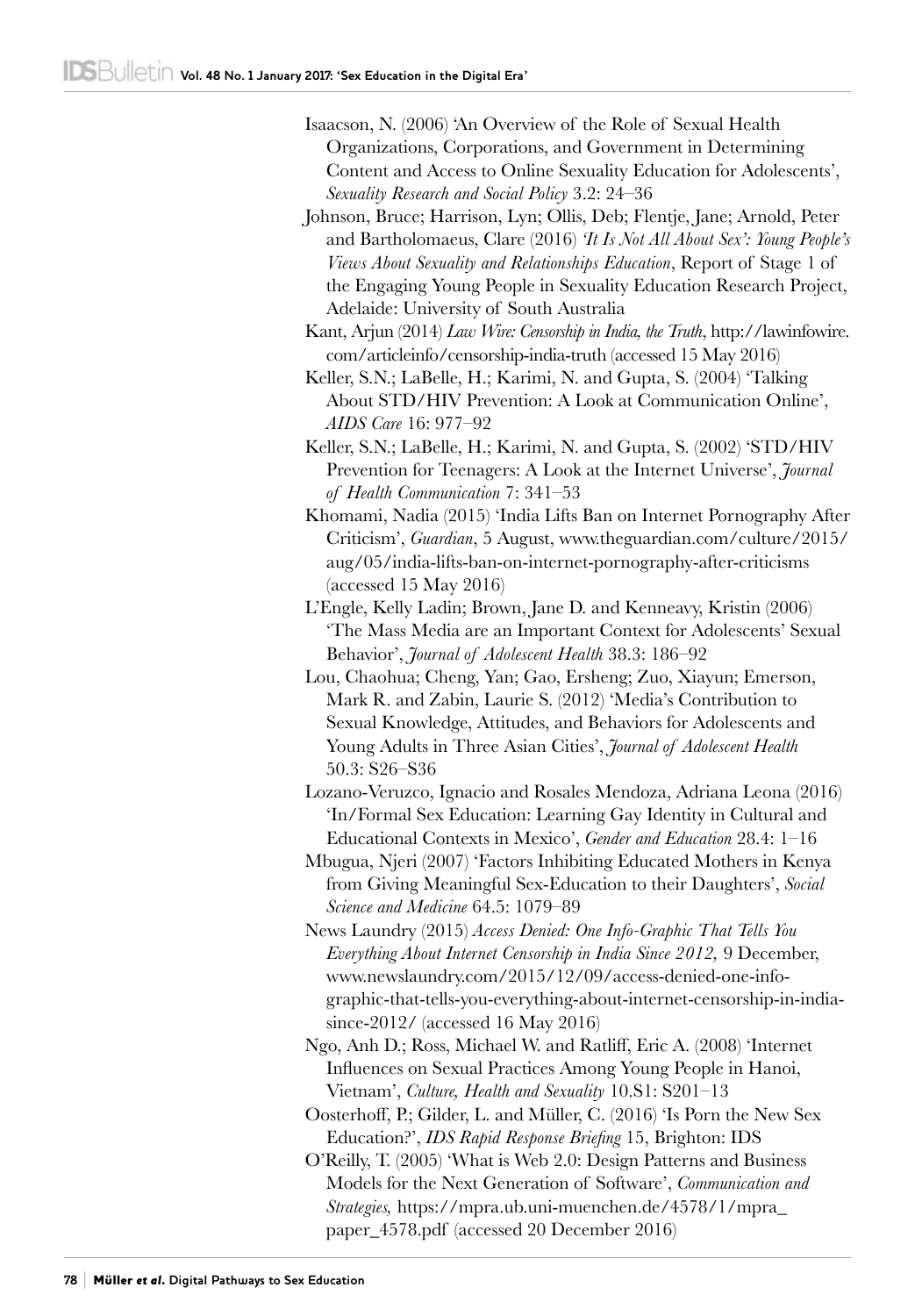Isaacson, N. (2006) 'An Overview of the Role of Sexual Health Organizations, Corporations, and Government in Determining Content and Access to Online Sexuality Education for Adolescents', *Sexuality Research and Social Policy* 3.2: 24–36

Johnson, Bruce; Harrison, Lyn; Ollis, Deb; Flentje, Jane; Arnold, Peter and Bartholomaeus, Clare (2016) *'It Is Not All About Sex': Young People's Views About Sexuality and Relationships Education*, Report of Stage 1 of the Engaging Young People in Sexuality Education Research Project, Adelaide: University of South Australia

Kant, Arjun (2014) *Law Wire: Censorship in India, the Truth*, http://lawinfowire.com/articleinfo/censorship-india-truth (accessed 15 May 2016)

Keller, S.N.; LaBelle, H.; Karimi, N. and Gupta, S. (2004) 'Talking About STD/HIV Prevention: A Look at Communication Online', *AIDS Care* 16: 977–92

Keller, S.N.; LaBelle, H.; Karimi, N. and Gupta, S. (2002) 'STD/HIV Prevention for Teenagers: A Look at the Internet Universe', *Journal of Health Communication* 7: 341–53

Khomami, Nadia (2015) 'India Lifts Ban on Internet Pornography After Criticism', *Guardian*, 5 August, www.theguardian.com/culture/2015/aug/05/india-lifts-ban-on-internet-pornography-after-criticisms (accessed 15 May 2016)

L'Engle, Kelly Ladin; Brown, Jane D. and Kenneavy, Kristin (2006) 'The Mass Media are an Important Context for Adolescents' Sexual Behavior', *Journal of Adolescent Health* 38.3: 186–92

Lou, Chaohua; Cheng, Yan; Gao, Ersheng; Zuo, Xiayun; Emerson, Mark R. and Zabin, Laurie S. (2012) 'Media's Contribution to Sexual Knowledge, Attitudes, and Behaviors for Adolescents and Young Adults in Three Asian Cities', *Journal of Adolescent Health* 50.3: S26–S36

Lozano-Veruzco, Ignacio and Rosales Mendoza, Adriana Leona (2016) 'In/Formal Sex Education: Learning Gay Identity in Cultural and Educational Contexts in Mexico', *Gender and Education* 28.4: 1–16

Mbugua, Njeri (2007) 'Factors Inhibiting Educated Mothers in Kenya from Giving Meaningful Sex-Education to their Daughters', *Social Science and Medicine* 64.5: 1079–89

News Laundry (2015) *Access Denied: One Info-Graphic That Tells You Everything About Internet Censorship in India Since 2012,* 9 December, www.newslaundry.com/2015/12/09/access-denied-one-info-graphic-that-tells-you-everything-about-internet-censorship-in-india-since-2012/ (accessed 16 May 2016)

Ngo, Anh D.; Ross, Michael W. and Ratliff, Eric A. (2008) 'Internet Influences on Sexual Practices Among Young People in Hanoi, Vietnam', *Culture, Health and Sexuality* 10.S1: S201–13

Oosterhoff, P.; Gilder, L. and Müller, C. (2016) 'Is Porn the New Sex Education?', *IDS Rapid Response Briefing* 15, Brighton: IDS

O'Reilly, T. (2005) 'What is Web 2.0: Design Patterns and Business Models for the Next Generation of Software', *Communication and Strategies,* https://mpra.ub.uni-muenchen.de/4578/1/mpra_paper_4578.pdf (accessed 20 December 2016)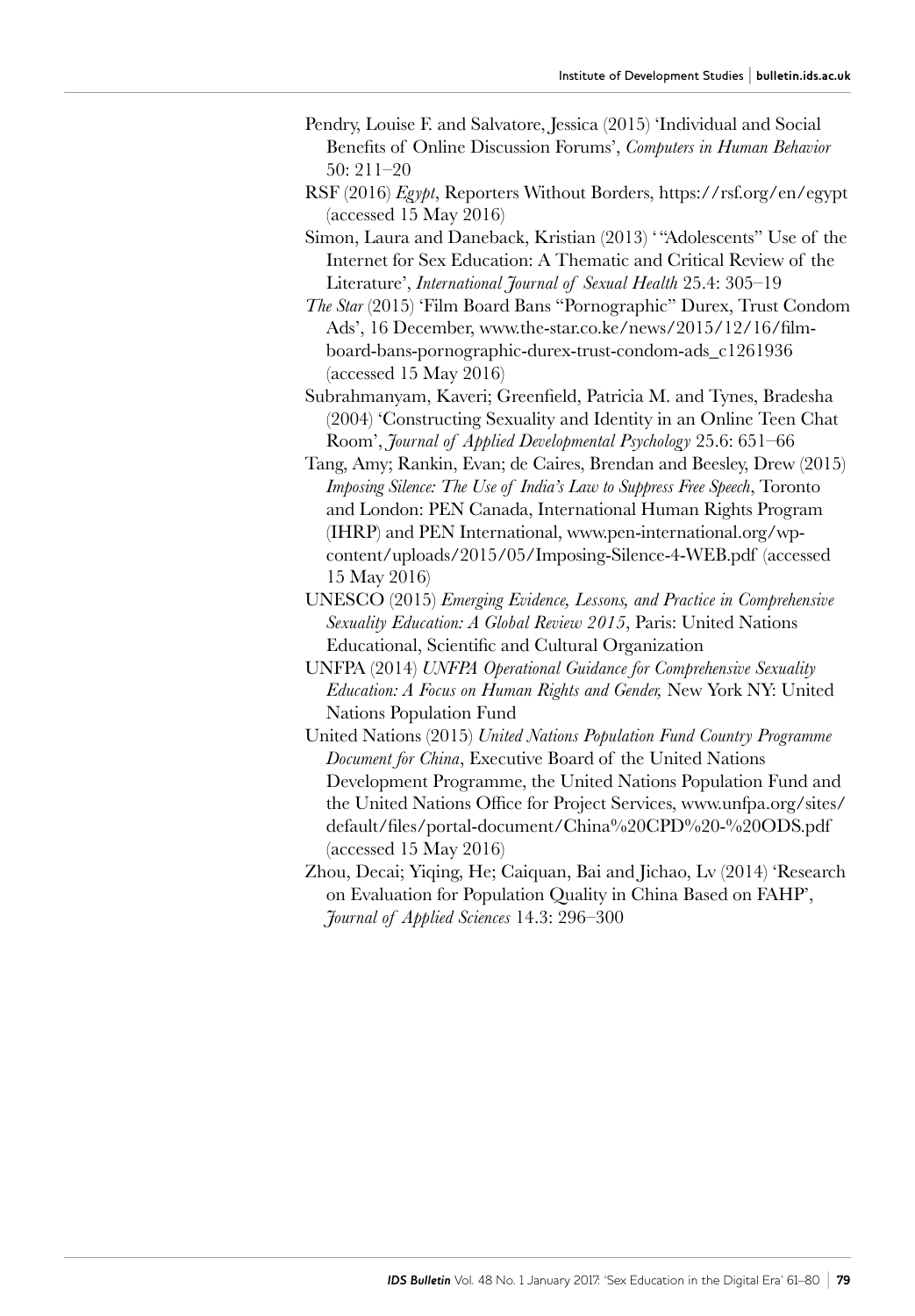Pendry, Louise F. and Salvatore, Jessica (2015) 'Individual and Social Benefits of Online Discussion Forums', *Computers in Human Behavior* 50: 211–20

RSF (2016) *Egypt*, Reporters Without Borders, https://rsf.org/en/egypt (accessed 15 May 2016)

Simon, Laura and Daneback, Kristian (2013) '"Adolescents" Use of the Internet for Sex Education: A Thematic and Critical Review of the Literature', *International Journal of Sexual Health* 25.4: 305–19

*The Star* (2015) 'Film Board Bans "Pornographic" Durex, Trust Condom Ads', 16 December, www.the-star.co.ke/news/2015/12/16/film-board-bans-pornographic-durex-trust-condom-ads_c1261936 (accessed 15 May 2016)

Subrahmanyam, Kaveri; Greenfield, Patricia M. and Tynes, Bradesha (2004) 'Constructing Sexuality and Identity in an Online Teen Chat Room', *Journal of Applied Developmental Psychology* 25.6: 651–66

Tang, Amy; Rankin, Evan; de Caires, Brendan and Beesley, Drew (2015) *Imposing Silence: The Use of India's Law to Suppress Free Speech*, Toronto and London: PEN Canada, International Human Rights Program (IHRP) and PEN International, www.pen-international.org/wp-content/uploads/2015/05/Imposing-Silence-4-WEB.pdf (accessed 15 May 2016)

UNESCO (2015) *Emerging Evidence, Lessons, and Practice in Comprehensive Sexuality Education: A Global Review 2015*, Paris: United Nations Educational, Scientific and Cultural Organization

UNFPA (2014) *UNFPA Operational Guidance for Comprehensive Sexuality Education: A Focus on Human Rights and Gender,* New York NY: United Nations Population Fund

United Nations (2015) *United Nations Population Fund Country Programme Document for China*, Executive Board of the United Nations Development Programme, the United Nations Population Fund and the United Nations Office for Project Services, www.unfpa.org/sites/default/files/portal-document/China%20CPD%20-%20ODS.pdf (accessed 15 May 2016)

Zhou, Decai; Yiqing, He; Caiquan, Bai and Jichao, Lv (2014) 'Research on Evaluation for Population Quality in China Based on FAHP', *Journal of Applied Sciences* 14.3: 296–300